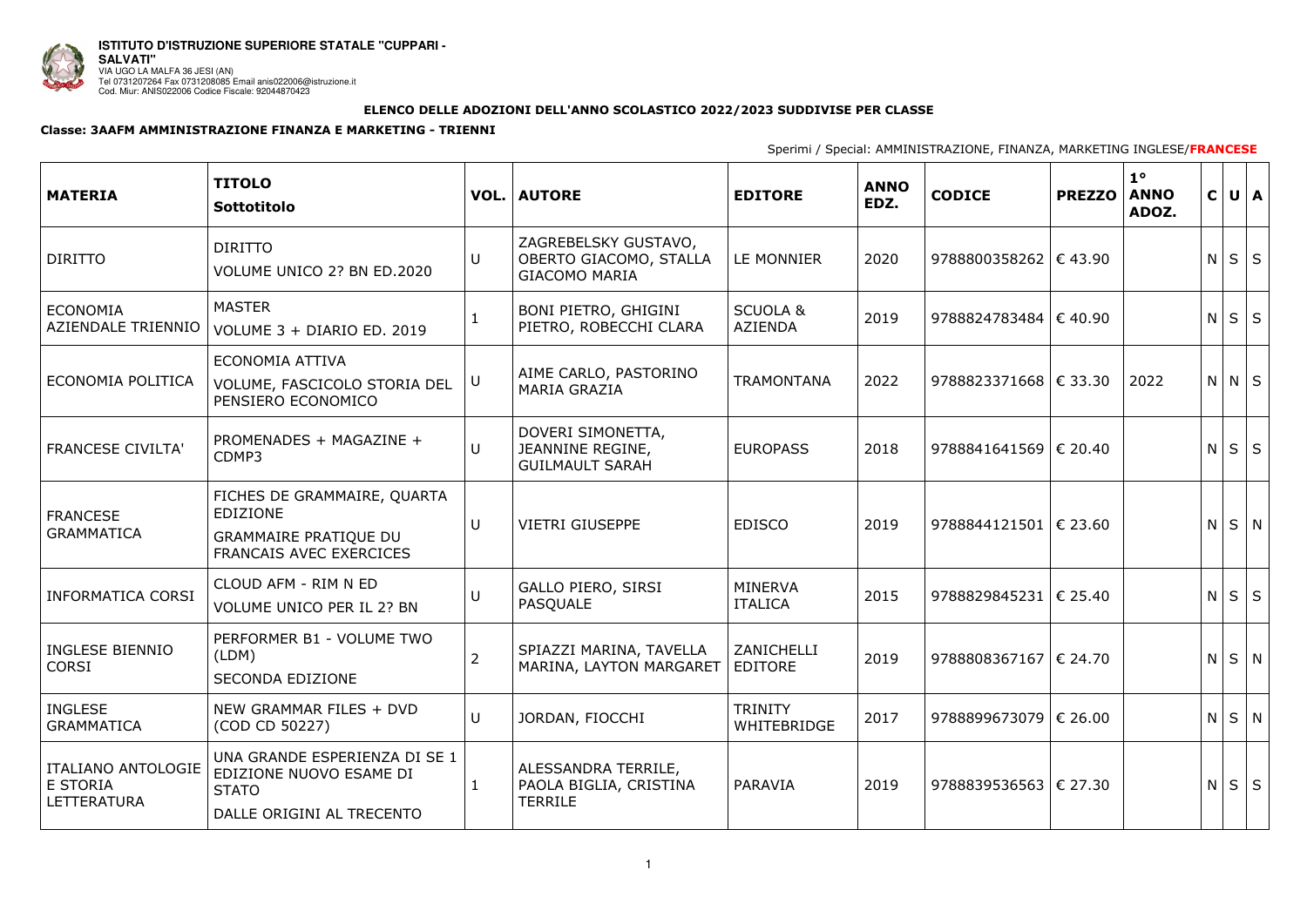**ISTITUTO D'ISTRUZIONE SUPERIORE STATALE "CUPPARI - SALVATI"**
VIA UGO LA MALFA 36 JESI (AN)
Tel 0731207264 Fax 0731208085 Email anis022006@istruzione.it
Cod. Miur: ANIS022006 Codice Fiscale: 92044870423

**ELENCO DELLE ADOZIONI DELL'ANNO SCOLASTICO 2022/2023 SUDDIVISE PER CLASSE**

**Classe: 3AAFM AMMINISTRAZIONE FINANZA E MARKETING - TRIENNI**

Sperimi / Special: AMMINISTRAZIONE, FINANZA, MARKETING INGLESE/**FRANCESE**

| MATERIA | TITOLO Sottotitolo | VOL. | AUTORE | EDITORE | ANNO EDZ. | CODICE | PREZZO | 1° ANNO ADOZ. | C | U | A |
|---|---|---|---|---|---|---|---|---|---|---|---|
| DIRITTO | DIRITTO<br>VOLUME UNICO 2? BN ED.2020 | U | ZAGREBELSKY GUSTAVO, OBERTO GIACOMO, STALLA GIACOMO MARIA | LE MONNIER | 2020 | 9788800358262 | € 43.90 | | N | S | S |
| ECONOMIA AZIENDALE TRIENNIO | MASTER<br>VOLUME 3 + DIARIO ED. 2019 | 1 | BONI PIETRO, GHIGINI PIETRO, ROBECCHI CLARA | SCUOLA & AZIENDA | 2019 | 9788824783484 | € 40.90 | | N | S | S |
| ECONOMIA POLITICA | ECONOMIA ATTIVA<br>VOLUME, FASCICOLO STORIA DEL PENSIERO ECONOMICO | U | AIME CARLO, PASTORINO MARIA GRAZIA | TRAMONTANA | 2022 | 9788823371668 | € 33.30 | 2022 | N | N | S |
| FRANCESE CIVILTA' | PROMENADES + MAGAZINE + CDMP3 | U | DOVERI SIMONETTA, JEANNINE REGINE, GUILMAULT SARAH | EUROPASS | 2018 | 9788841641569 | € 20.40 | | N | S | S |
| FRANCESE GRAMMATICA | FICHES DE GRAMMAIRE, QUARTA EDIZIONE<br>GRAMMAIRE PRATIQUE DU FRANCAIS AVEC EXERCICES | U | VIETRI GIUSEPPE | EDISCO | 2019 | 9788844121501 | € 23.60 | | N | S | N |
| INFORMATICA CORSI | CLOUD AFM - RIM N ED<br>VOLUME UNICO PER IL 2? BN | U | GALLO PIERO, SIRSI PASQUALE | MINERVA ITALICA | 2015 | 9788829845231 | € 25.40 | | N | S | S |
| INGLESE BIENNIO CORSI | PERFORMER B1 - VOLUME TWO (LDM)<br>SECONDA EDIZIONE | 2 | SPIAZZI MARINA, TAVELLA MARINA, LAYTON MARGARET | ZANICHELLI EDITORE | 2019 | 9788808367167 | € 24.70 | | N | S | N |
| INGLESE GRAMMATICA | NEW GRAMMAR FILES + DVD (COD CD 50227) | U | JORDAN, FIOCCHI | TRINITY WHITEBRIDGE | 2017 | 9788899673079 | € 26.00 | | N | S | N |
| ITALIANO ANTOLOGIE E STORIA LETTERATURA | UNA GRANDE ESPERIENZA DI SE 1 EDIZIONE NUOVO ESAME DI STATO<br>DALLE ORIGINI AL TRECENTO | 1 | ALESSANDRA TERRILE, PAOLA BIGLIA, CRISTINA TERRILE | PARAVIA | 2019 | 9788839536563 | € 27.30 | | N | S | S |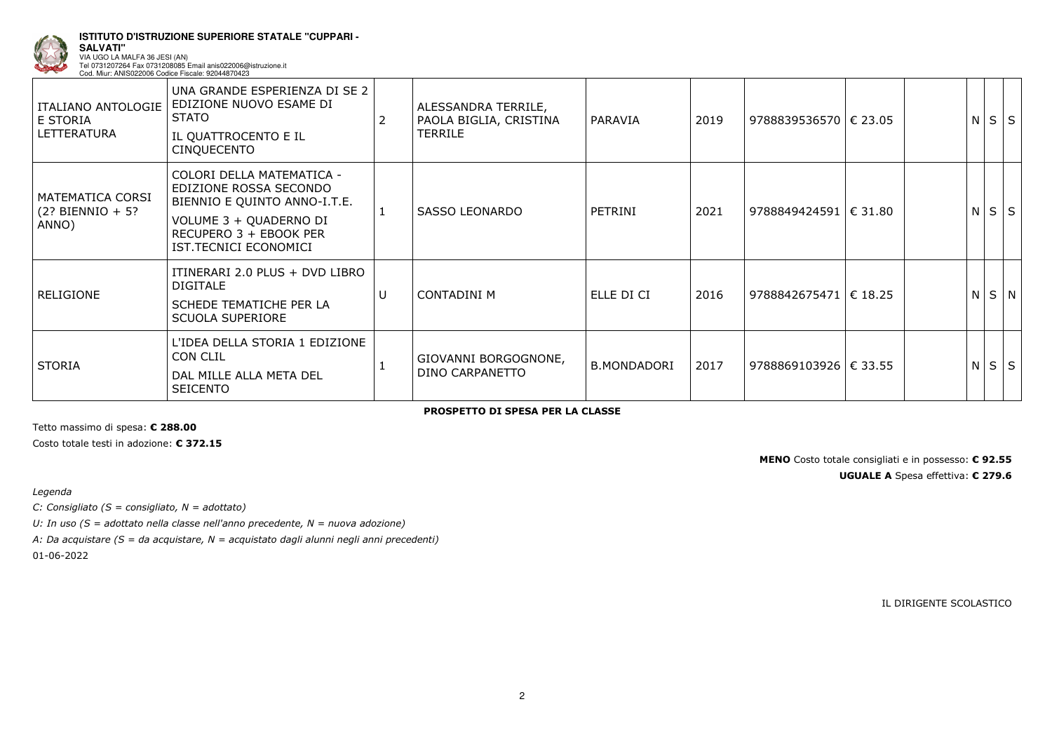**ISTITUTO D'ISTRUZIONE SUPERIORE STATALE "CUPPARI - SALVATI"**
VIA UGO LA MALFA 36 JESI (AN)
Tel 0731207264 Fax 0731208085 Email anis022006@istruzione.it
Cod. Miur: ANIS022006 Codice Fiscale: 92044870423

| | | | | | | | | | | | |
|---|---|---|---|---|---|---|---|---|---|---|---|
| ITALIANO ANTOLOGIE E STORIA LETTERATURA | UNA GRANDE ESPERIENZA DI SE 2 EDIZIONE NUOVO ESAME DI STATO<br>IL QUATTROCENTO E IL CINQUECENTO | 2 | ALESSANDRA TERRILE, PAOLA BIGLIA, CRISTINA TERRILE | PARAVIA | 2019 | 9788839536570 | € 23.05 | | N | S | S |
| MATEMATICA CORSI (2? BIENNIO + 5? ANNO) | COLORI DELLA MATEMATICA - EDIZIONE ROSSA SECONDO BIENNIO E QUINTO ANNO-I.T.E.<br>VOLUME 3 + QUADERNO DI RECUPERO 3 + EBOOK PER IST.TECNICI ECONOMICI | 1 | SASSO LEONARDO | PETRINI | 2021 | 9788849424591 | € 31.80 | | N | S | S |
| RELIGIONE | ITINERARI 2.0 PLUS + DVD LIBRO DIGITALE<br>SCHEDE TEMATICHE PER LA SCUOLA SUPERIORE | U | CONTADINI M | ELLE DI CI | 2016 | 9788842675471 | € 18.25 | | N | S | N |
| STORIA | L'IDEA DELLA STORIA 1 EDIZIONE CON CLIL<br>DAL MILLE ALLA META DEL SEICENTO | 1 | GIOVANNI BORGOGNONE, DINO CARPANETTO | B.MONDADORI | 2017 | 9788869103926 | € 33.55 | | N | S | S |

**PROSPETTO DI SPESA PER LA CLASSE**

Tetto massimo di spesa: **€ 288.00**

Costo totale testi in adozione: **€ 372.15**

**MENO** Costo totale consigliati e in possesso: **€ 92.55**

**UGUALE A** Spesa effettiva: **€ 279.6**

*Legenda*

*C: Consigliato (S = consigliato, N = adottato)*

*U: In uso (S = adottato nella classe nell'anno precedente, N = nuova adozione)*

*A: Da acquistare (S = da acquistare, N = acquistato dagli alunni negli anni precedenti)*

01-06-2022

IL DIRIGENTE SCOLASTICO